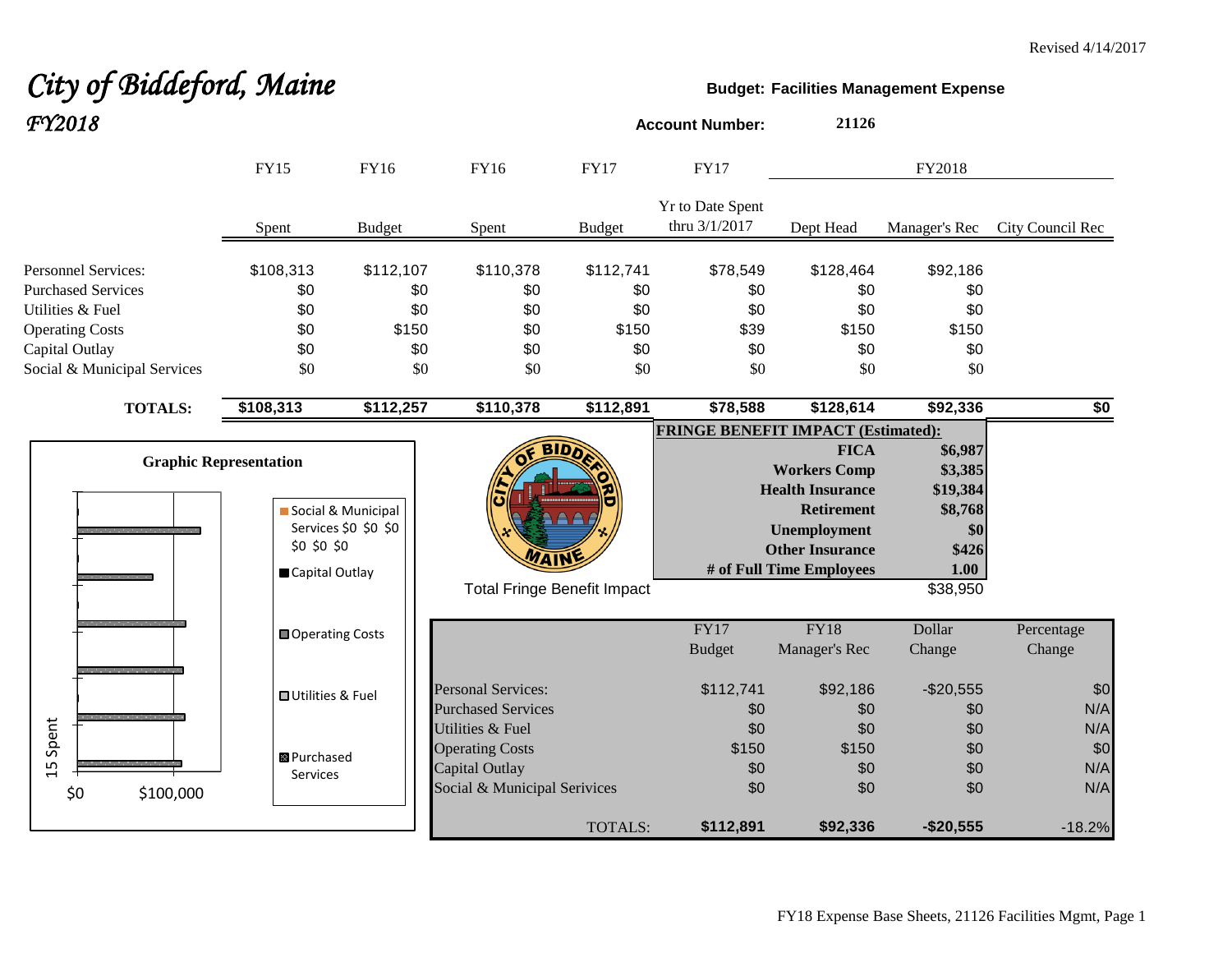Revised 4/14/2017

# City of Biddeford, Maine
## FY2018

**Budget: Facilities Management Expense**

**Account Number:** 21126

| | FY15 | FY16 | FY16 | FY17 | FY17 | FY2018 | | |
|---|---|---|---|---|---|---|---|---|
| | Spent | Budget | Spent | Budget | Yr to Date Spent thru 3/1/2017 | Dept Head | Manager's Rec | City Council Rec |
| Personnel Services: | $108,313 | $112,107 | $110,378 | $112,741 | $78,549 | $128,464 | $92,186 | |
| Purchased Services | $0 | $0 | $0 | $0 | $0 | $0 | $0 | |
| Utilities & Fuel | $0 | $0 | $0 | $0 | $0 | $0 | $0 | |
| Operating Costs | $0 | $150 | $0 | $150 | $39 | $150 | $150 | |
| Capital Outlay | $0 | $0 | $0 | $0 | $0 | $0 | $0 | |
| Social & Municipal Services | $0 | $0 | $0 | $0 | $0 | $0 | $0 | |
| **TOTALS:** | **$108,313** | **$112,257** | **$110,378** | **$112,891** | **$78,588** | **$128,614** | **$92,336** | **$0** |

**FRINGE BENEFIT IMPACT (Estimated):**

| | |
|---|---|
| **FICA** | **$6,987** |
| **Workers Comp** | **$3,385** |
| **Health Insurance** | **$19,384** |
| **Retirement** | **$8,768** |
| **Unemployment** | **$0** |
| **Other Insurance** | **$426** |
| **# of Full Time Employees** | **1.00** |
| Total Fringe Benefit Impact | $38,950 |

**Graphic Representation**

Social & Municipal Services $0 $0 $0 $0 $0 $0

Capital Outlay

Operating Costs

Utilities & Fuel

Purchased Services

15 Spent

$0 $100,000

| | FY17 Budget | FY18 Manager's Rec | Dollar Change | Percentage Change |
|---|---|---|---|---|
| Personal Services: | $112,741 | $92,186 | -$20,555 | $0 |
| Purchased Services | $0 | $0 | $0 | N/A |
| Utilities & Fuel | $0 | $0 | $0 | N/A |
| Operating Costs | $150 | $150 | $0 | $0 |
| Capital Outlay | $0 | $0 | $0 | N/A |
| Social & Municipal Serivices | $0 | $0 | $0 | N/A |
| TOTALS: | **$112,891** | **$92,336** | **-$20,555** | -18.2% |

FY18 Expense Base Sheets, 21126 Facilities Mgmt, Page 1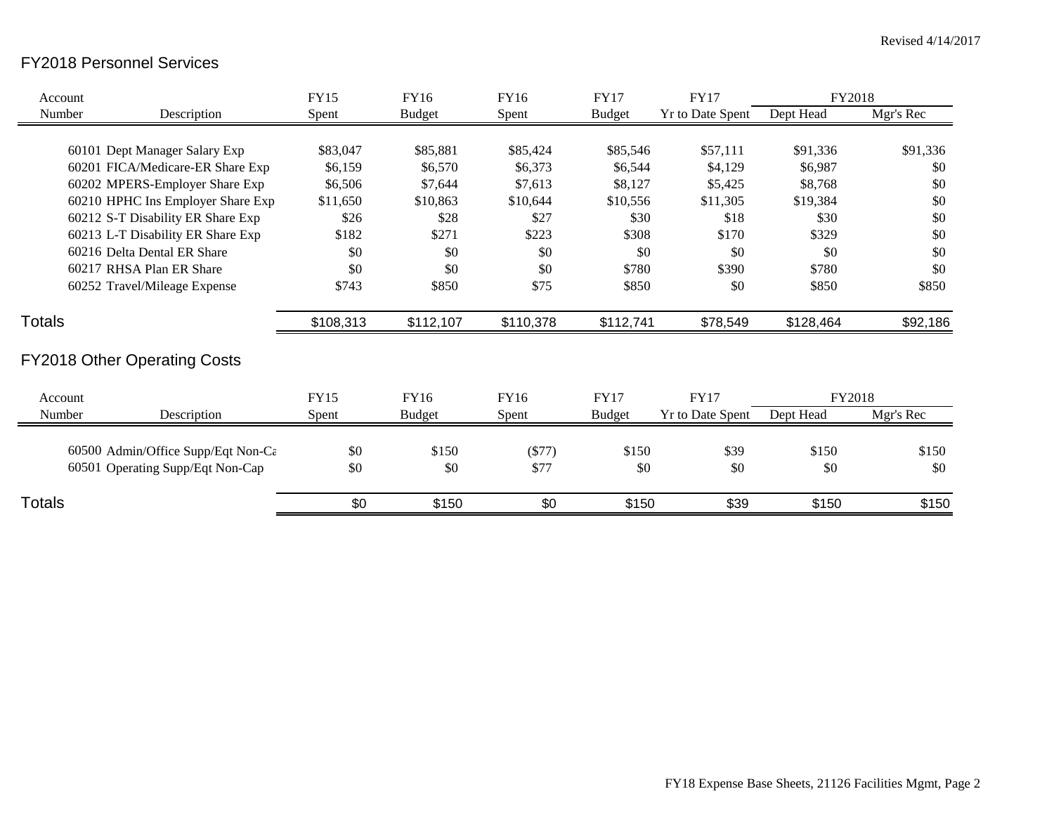Revised 4/14/2017

## FY2018 Personnel Services

| Account Number | Description | FY15 Spent | FY16 Budget | FY16 Spent | FY17 Budget | FY17 Yr to Date Spent | FY2018 Dept Head | FY2018 Mgr's Rec |
|---|---|---|---|---|---|---|---|---|
| 60101 | Dept Manager Salary Exp | $83,047 | $85,881 | $85,424 | $85,546 | $57,111 | $91,336 | $91,336 |
| 60201 | FICA/Medicare-ER Share Exp | $6,159 | $6,570 | $6,373 | $6,544 | $4,129 | $6,987 | $0 |
| 60202 | MPERS-Employer Share Exp | $6,506 | $7,644 | $7,613 | $8,127 | $5,425 | $8,768 | $0 |
| 60210 | HPHC Ins Employer Share Exp | $11,650 | $10,863 | $10,644 | $10,556 | $11,305 | $19,384 | $0 |
| 60212 | S-T Disability ER Share Exp | $26 | $28 | $27 | $30 | $18 | $30 | $0 |
| 60213 | L-T Disability ER Share Exp | $182 | $271 | $223 | $308 | $170 | $329 | $0 |
| 60216 | Delta Dental ER Share | $0 | $0 | $0 | $0 | $0 | $0 | $0 |
| 60217 | RHSA Plan ER Share | $0 | $0 | $0 | $780 | $390 | $780 | $0 |
| 60252 | Travel/Mileage Expense | $743 | $850 | $75 | $850 | $0 | $850 | $850 |
| **Totals** | | $108,313 | $112,107 | $110,378 | $112,741 | $78,549 | $128,464 | $92,186 |

## FY2018 Other Operating Costs

| Account Number | Description | FY15 Spent | FY16 Budget | FY16 Spent | FY17 Budget | FY17 Yr to Date Spent | FY2018 Dept Head | FY2018 Mgr's Rec |
|---|---|---|---|---|---|---|---|---|
| 60500 | Admin/Office Supp/Eqt Non-Ca | $0 | $150 | ($77) | $150 | $39 | $150 | $150 |
| 60501 | Operating Supp/Eqt Non-Cap | $0 | $0 | $77 | $0 | $0 | $0 | $0 |
| **Totals** | | $0 | $150 | $0 | $150 | $39 | $150 | $150 |

FY18 Expense Base Sheets, 21126 Facilities Mgmt, Page 2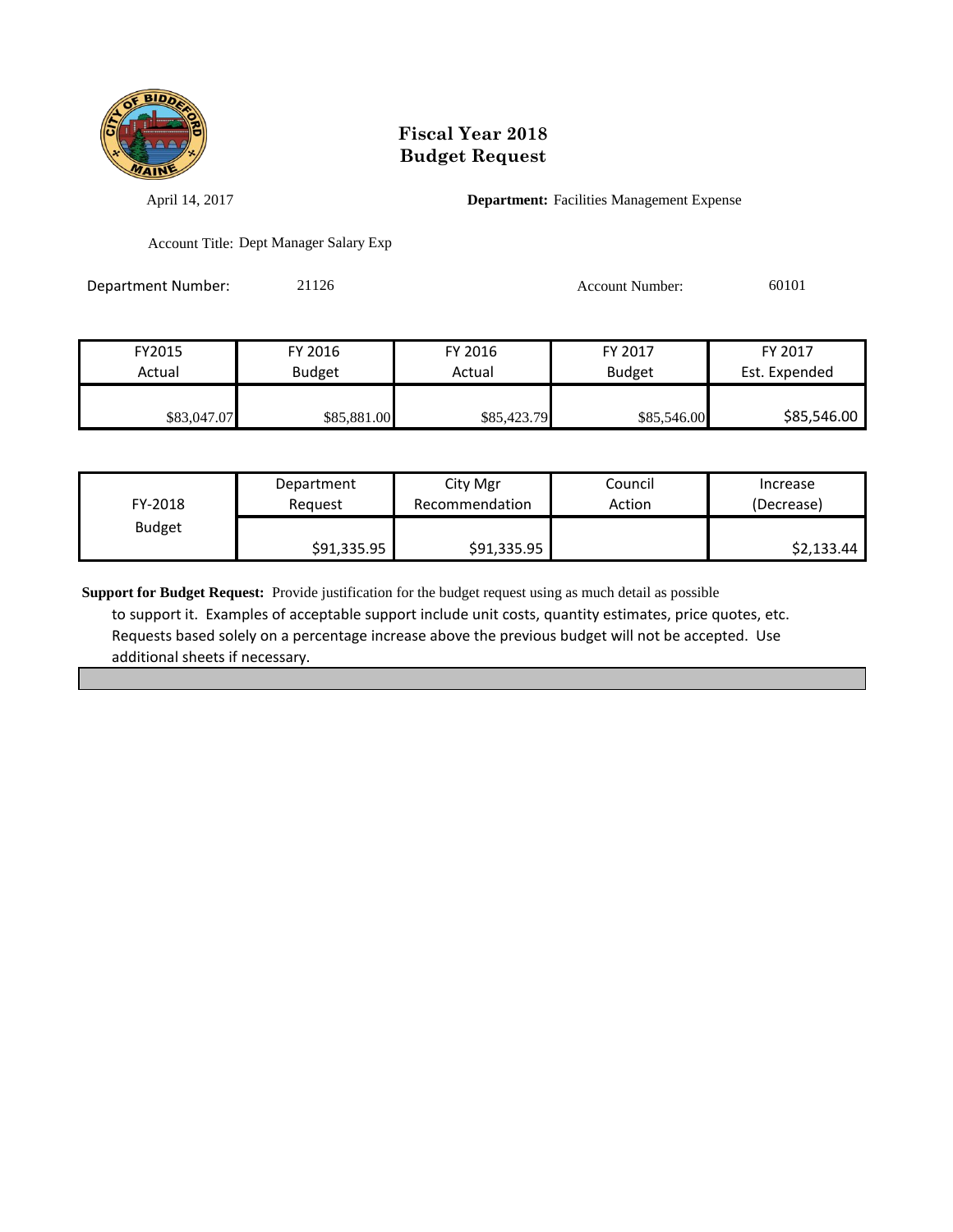# Fiscal Year 2018
# Budget Request

April 14, 2017

**Department:** Facilities Management Expense

Account Title: Dept Manager Salary Exp

Department Number: 21126

Account Number: 60101

| FY2015 Actual | FY 2016 Budget | FY 2016 Actual | FY 2017 Budget | FY 2017 Est. Expended |
|---|---|---|---|---|
| $83,047.07 | $85,881.00 | $85,423.79 | $85,546.00 | $85,546.00 |

| FY-2018 Budget | Department Request | City Mgr Recommendation | Council Action | Increase (Decrease) |
|---|---|---|---|---|
| | $91,335.95 | $91,335.95 | | $2,133.44 |

**Support for Budget Request:** Provide justification for the budget request using as much detail as possible to support it. Examples of acceptable support include unit costs, quantity estimates, price quotes, etc. Requests based solely on a percentage increase above the previous budget will not be accepted. Use additional sheets if necessary.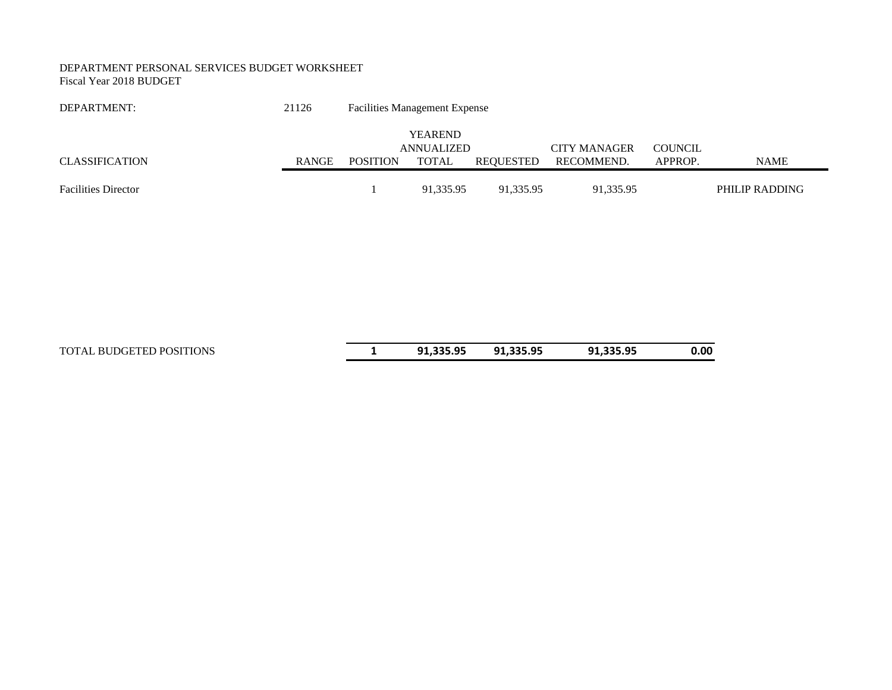DEPARTMENT PERSONAL SERVICES BUDGET WORKSHEET
Fiscal Year 2018 BUDGET

DEPARTMENT: 21126 Facilities Management Expense

| CLASSIFICATION | RANGE | POSITION | YEAREND ANNUALIZED TOTAL | REQUESTED | CITY MANAGER RECOMMEND. | COUNCIL APPROP. | NAME |
|---|---|---|---|---|---|---|---|
| Facilities Director | | 1 | 91,335.95 | 91,335.95 | 91,335.95 | | PHILIP RADDING |
| TOTAL BUDGETED POSITIONS | | **1** | **91,335.95** | **91,335.95** | **91,335.95** | **0.00** | |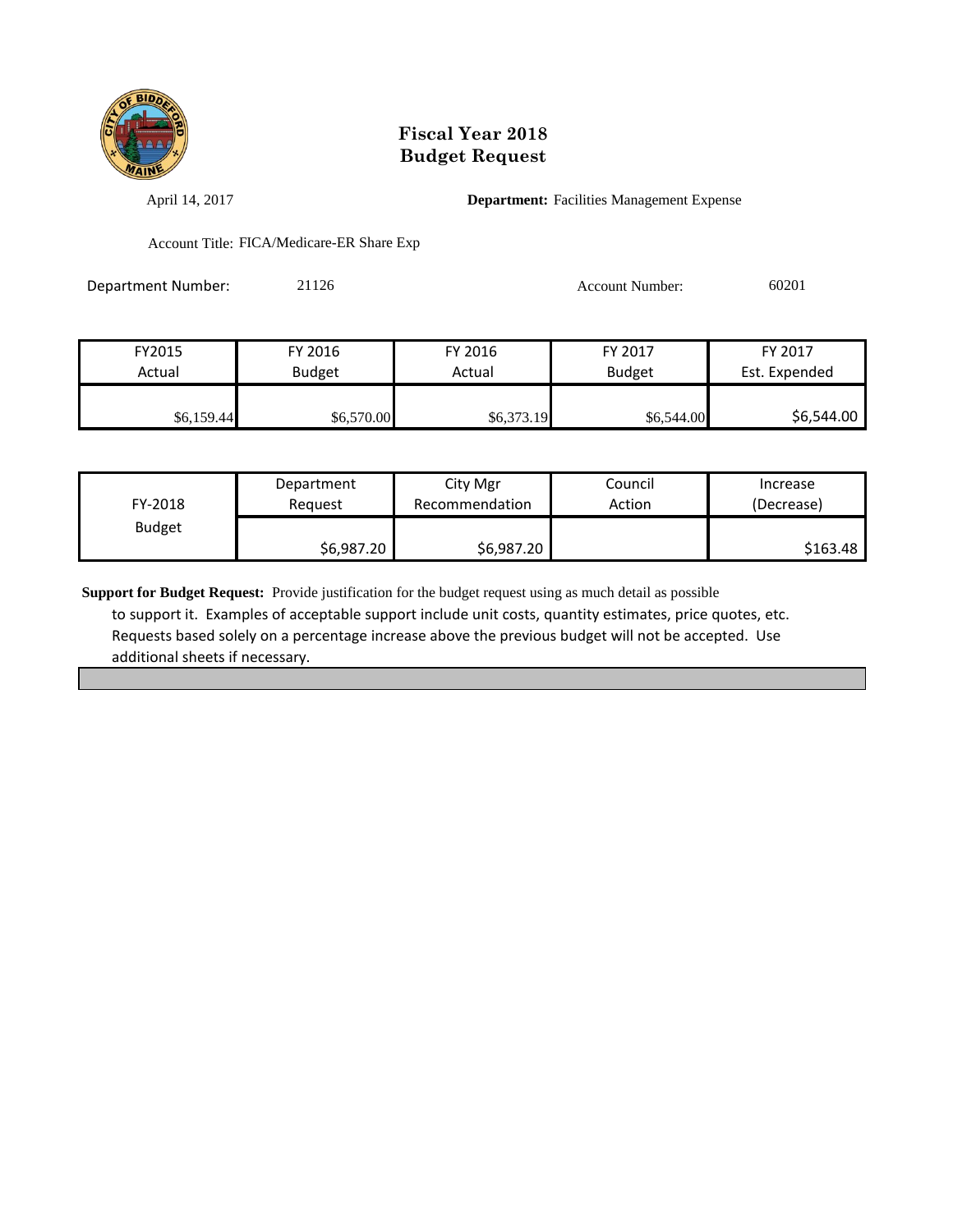# Fiscal Year 2018
# Budget Request

April 14, 2017

**Department:** Facilities Management Expense

Account Title: FICA/Medicare-ER Share Exp

Department Number: 21126

Account Number: 60201

| FY2015 Actual | FY 2016 Budget | FY 2016 Actual | FY 2017 Budget | FY 2017 Est. Expended |
|---|---|---|---|---|
| $6,159.44 | $6,570.00 | $6,373.19 | $6,544.00 | $6,544.00 |

| FY-2018 Budget | Department Request | City Mgr Recommendation | Council Action | Increase (Decrease) |
|---|---|---|---|---|
| | $6,987.20 | $6,987.20 | | $163.48 |

**Support for Budget Request:** Provide justification for the budget request using as much detail as possible to support it. Examples of acceptable support include unit costs, quantity estimates, price quotes, etc. Requests based solely on a percentage increase above the previous budget will not be accepted. Use additional sheets if necessary.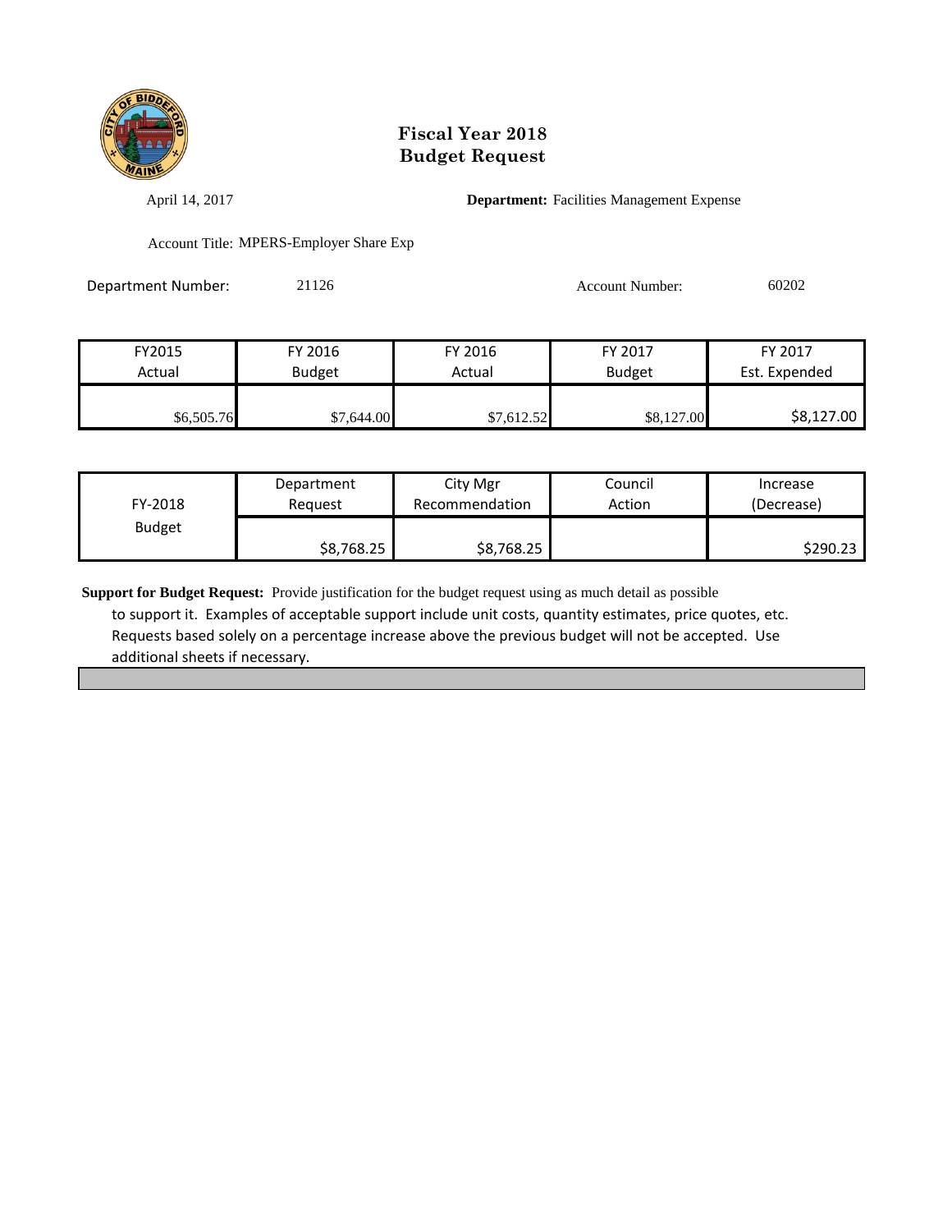# Fiscal Year 2018
# Budget Request

April 14, 2017

**Department:** Facilities Management Expense

Account Title: MPERS-Employer Share Exp

Department Number: 21126

Account Number: 60202

| FY2015 Actual | FY 2016 Budget | FY 2016 Actual | FY 2017 Budget | FY 2017 Est. Expended |
|---|---|---|---|---|
| $6,505.76 | $7,644.00 | $7,612.52 | $8,127.00 | $8,127.00 |

| FY-2018 Budget | Department Request | City Mgr Recommendation | Council Action | Increase (Decrease) |
|---|---|---|---|---|
| | $8,768.25 | $8,768.25 | | $290.23 |

**Support for Budget Request:** Provide justification for the budget request using as much detail as possible to support it. Examples of acceptable support include unit costs, quantity estimates, price quotes, etc. Requests based solely on a percentage increase above the previous budget will not be accepted. Use additional sheets if necessary.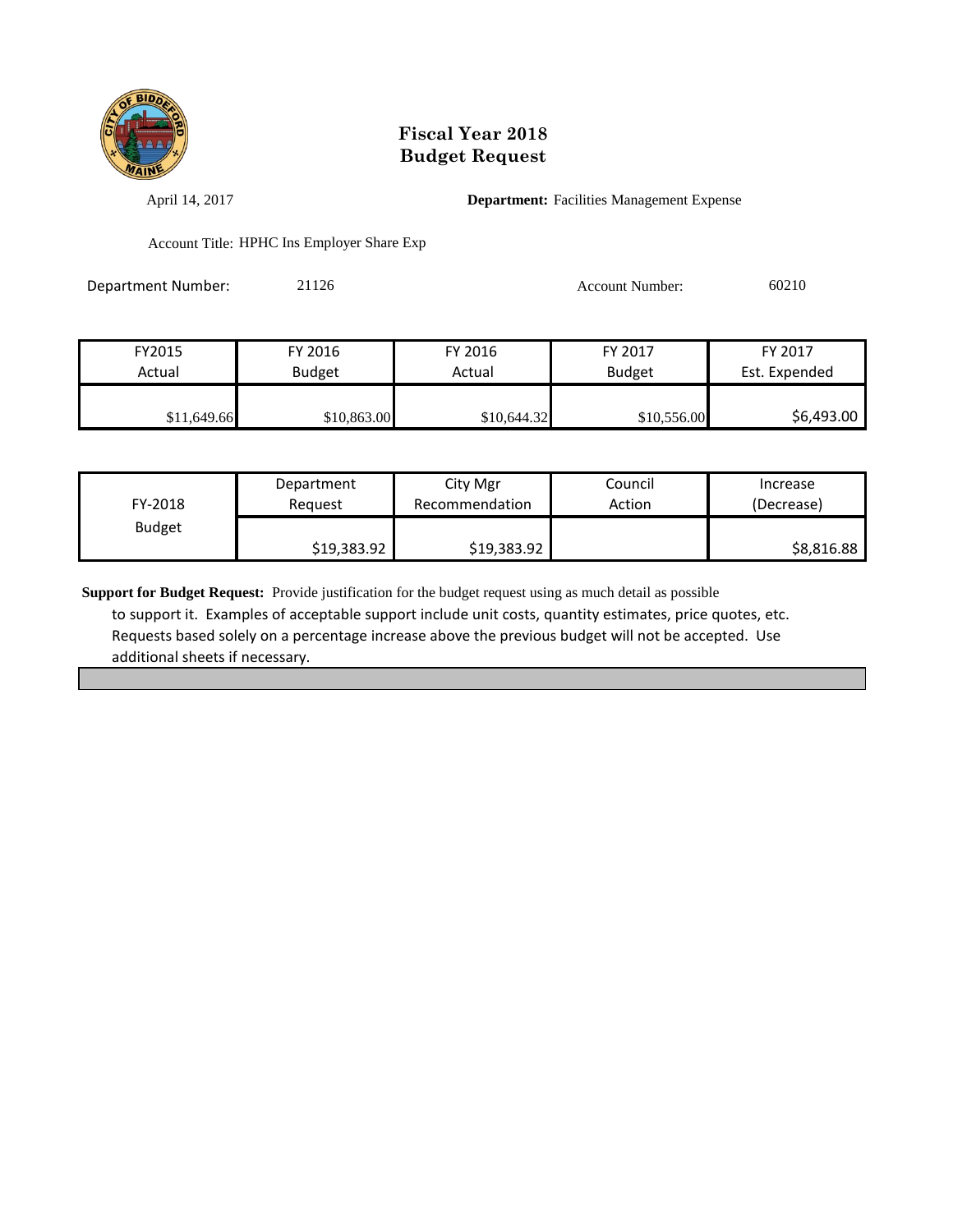# Fiscal Year 2018
# Budget Request

April 14, 2017 **Department:** Facilities Management Expense

Account Title: HPHC Ins Employer Share Exp

Department Number: 21126 Account Number: 60210

| FY2015 Actual | FY 2016 Budget | FY 2016 Actual | FY 2017 Budget | FY 2017 Est. Expended |
|---|---|---|---|---|
| $11,649.66 | $10,863.00 | $10,644.32 | $10,556.00 | $6,493.00 |

| FY-2018 Budget | Department Request | City Mgr Recommendation | Council Action | Increase (Decrease) |
|---|---|---|---|---|
| | $19,383.92 | $19,383.92 | | $8,816.88 |

**Support for Budget Request:** Provide justification for the budget request using as much detail as possible to support it. Examples of acceptable support include unit costs, quantity estimates, price quotes, etc. Requests based solely on a percentage increase above the previous budget will not be accepted. Use additional sheets if necessary.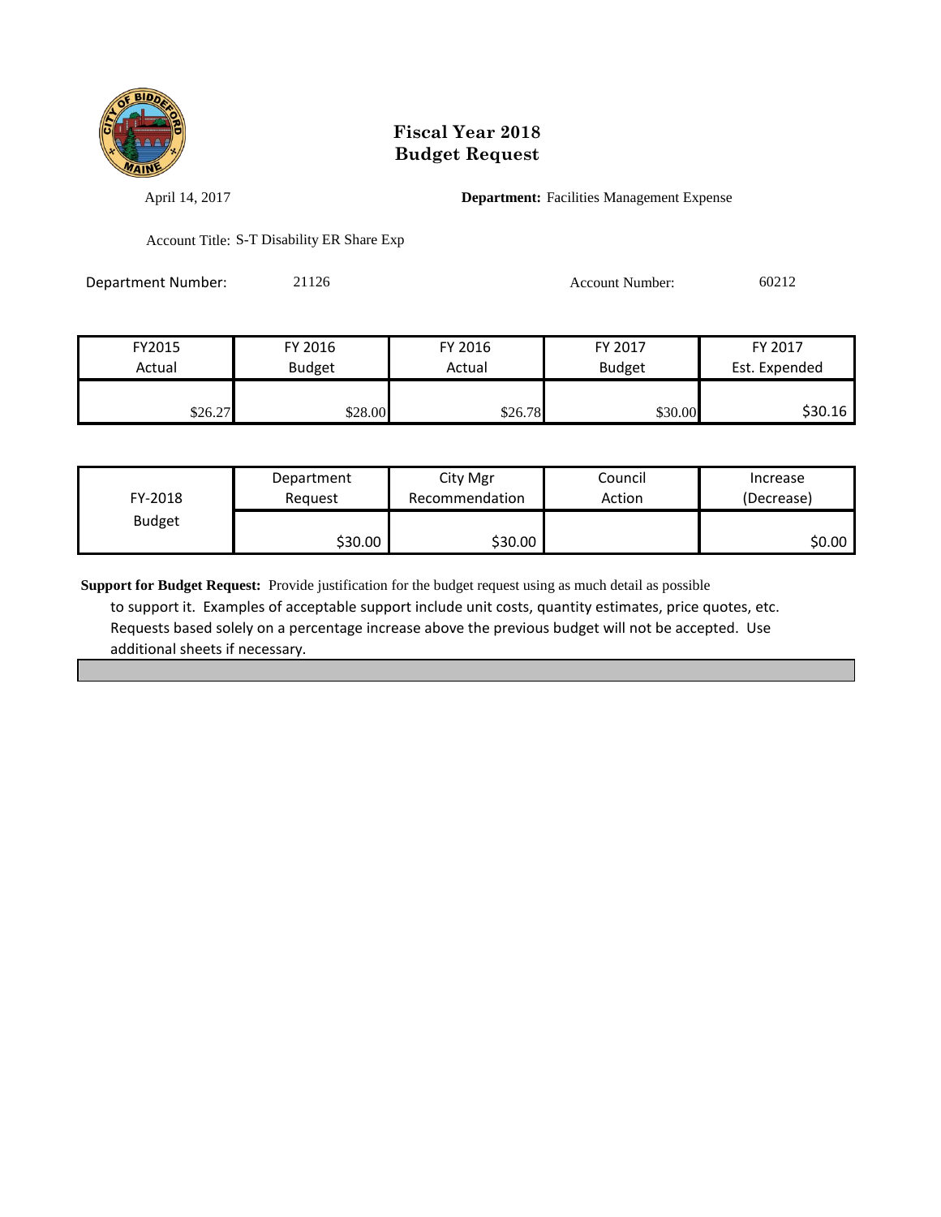# Fiscal Year 2018
# Budget Request

April 14, 2017

**Department:** Facilities Management Expense

Account Title: S-T Disability ER Share Exp

Department Number: 21126

Account Number: 60212

| FY2015 Actual | FY 2016 Budget | FY 2016 Actual | FY 2017 Budget | FY 2017 Est. Expended |
|---|---|---|---|---|
| $26.27 | $28.00 | $26.78 | $30.00 | $30.16 |

| FY-2018 Budget | Department Request | City Mgr Recommendation | Council Action | Increase (Decrease) |
|---|---|---|---|---|
| | $30.00 | $30.00 | | $0.00 |

**Support for Budget Request:** Provide justification for the budget request using as much detail as possible to support it. Examples of acceptable support include unit costs, quantity estimates, price quotes, etc. Requests based solely on a percentage increase above the previous budget will not be accepted. Use additional sheets if necessary.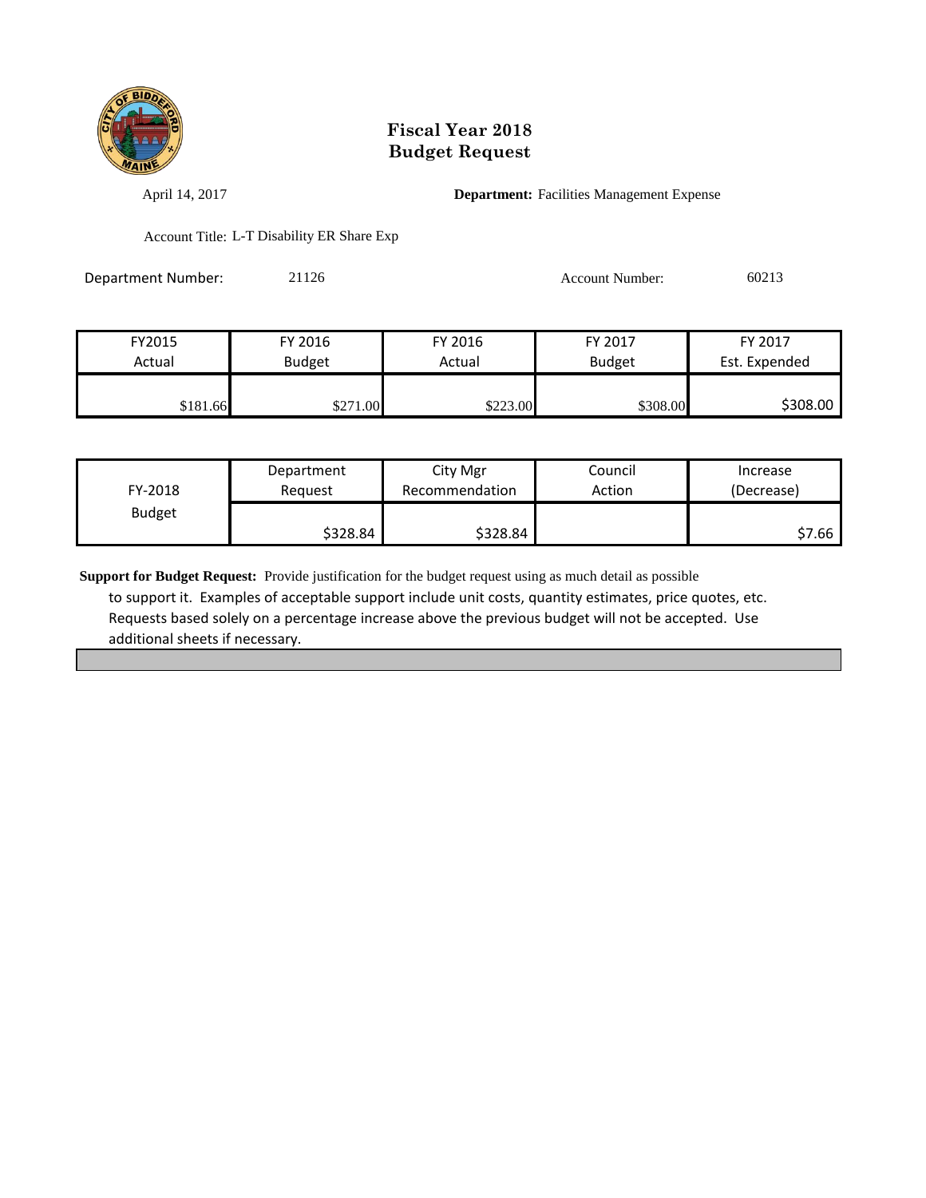# Fiscal Year 2018
# Budget Request

April 14, 2017 **Department:** Facilities Management Expense

Account Title: L-T Disability ER Share Exp

Department Number: 21126 Account Number: 60213

| FY2015 Actual | FY 2016 Budget | FY 2016 Actual | FY 2017 Budget | FY 2017 Est. Expended |
|---|---|---|---|---|
| $181.66 | $271.00 | $223.00 | $308.00 | $308.00 |

| FY-2018 Budget | Department Request | City Mgr Recommendation | Council Action | Increase (Decrease) |
|---|---|---|---|---|
| | $328.84 | $328.84 | | $7.66 |

**Support for Budget Request:** Provide justification for the budget request using as much detail as possible to support it. Examples of acceptable support include unit costs, quantity estimates, price quotes, etc. Requests based solely on a percentage increase above the previous budget will not be accepted. Use additional sheets if necessary.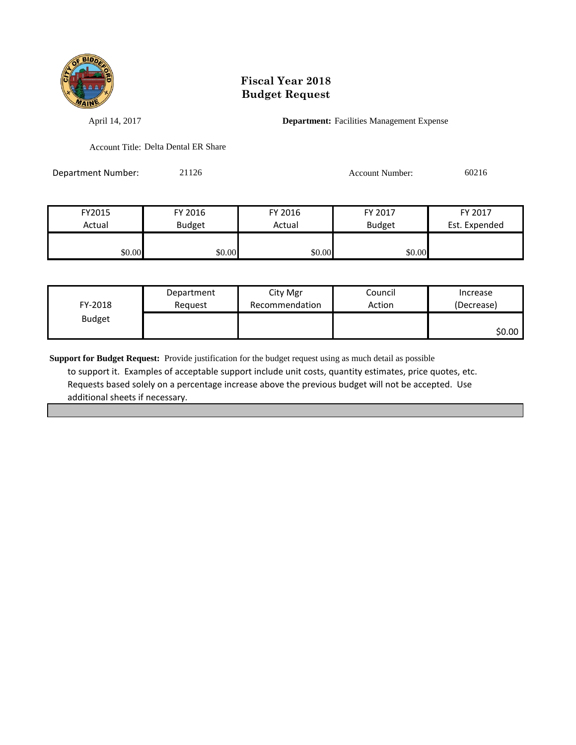# Fiscal Year 2018
# Budget Request

April 14, 2017

**Department:** Facilities Management Expense

Account Title: Delta Dental ER Share

Department Number: 21126

Account Number: 60216

| FY2015 Actual | FY 2016 Budget | FY 2016 Actual | FY 2017 Budget | FY 2017 Est. Expended |
|---|---|---|---|---|
| $0.00 | $0.00 | $0.00 | $0.00 | |

| FY-2018 Budget | Department Request | City Mgr Recommendation | Council Action | Increase (Decrease) |
|---|---|---|---|---|
| | | | | $0.00 |

**Support for Budget Request:** Provide justification for the budget request using as much detail as possible to support it. Examples of acceptable support include unit costs, quantity estimates, price quotes, etc. Requests based solely on a percentage increase above the previous budget will not be accepted. Use additional sheets if necessary.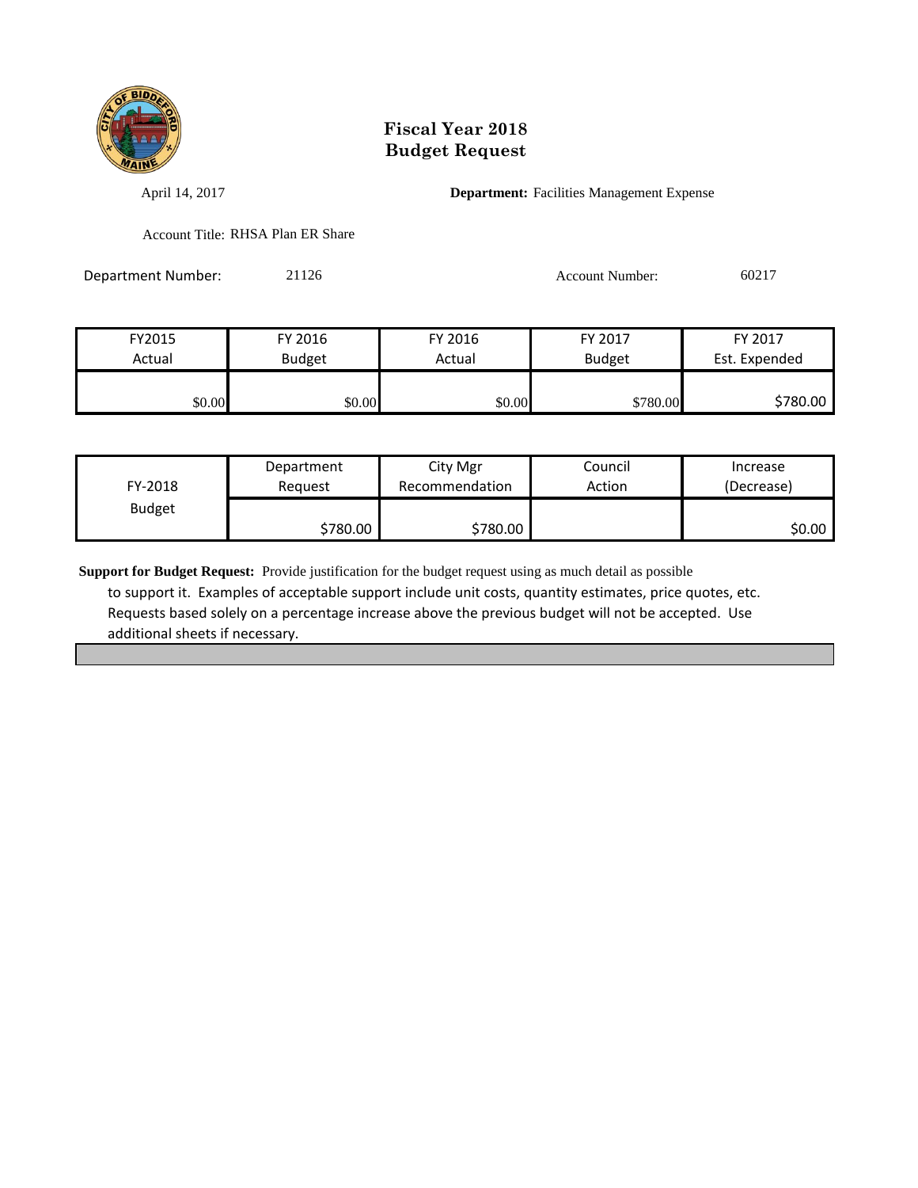# Fiscal Year 2018
# Budget Request

April 14, 2017

**Department:** Facilities Management Expense

Account Title: RHSA Plan ER Share

Department Number: 21126

Account Number: 60217

| FY2015 Actual | FY 2016 Budget | FY 2016 Actual | FY 2017 Budget | FY 2017 Est. Expended |
|---|---|---|---|---|
| $0.00 | $0.00 | $0.00 | $780.00 | $780.00 |

| FY-2018 Budget | Department Request | City Mgr Recommendation | Council Action | Increase (Decrease) |
|---|---|---|---|---|
| | $780.00 | $780.00 | | $0.00 |

**Support for Budget Request:** Provide justification for the budget request using as much detail as possible to support it. Examples of acceptable support include unit costs, quantity estimates, price quotes, etc. Requests based solely on a percentage increase above the previous budget will not be accepted. Use additional sheets if necessary.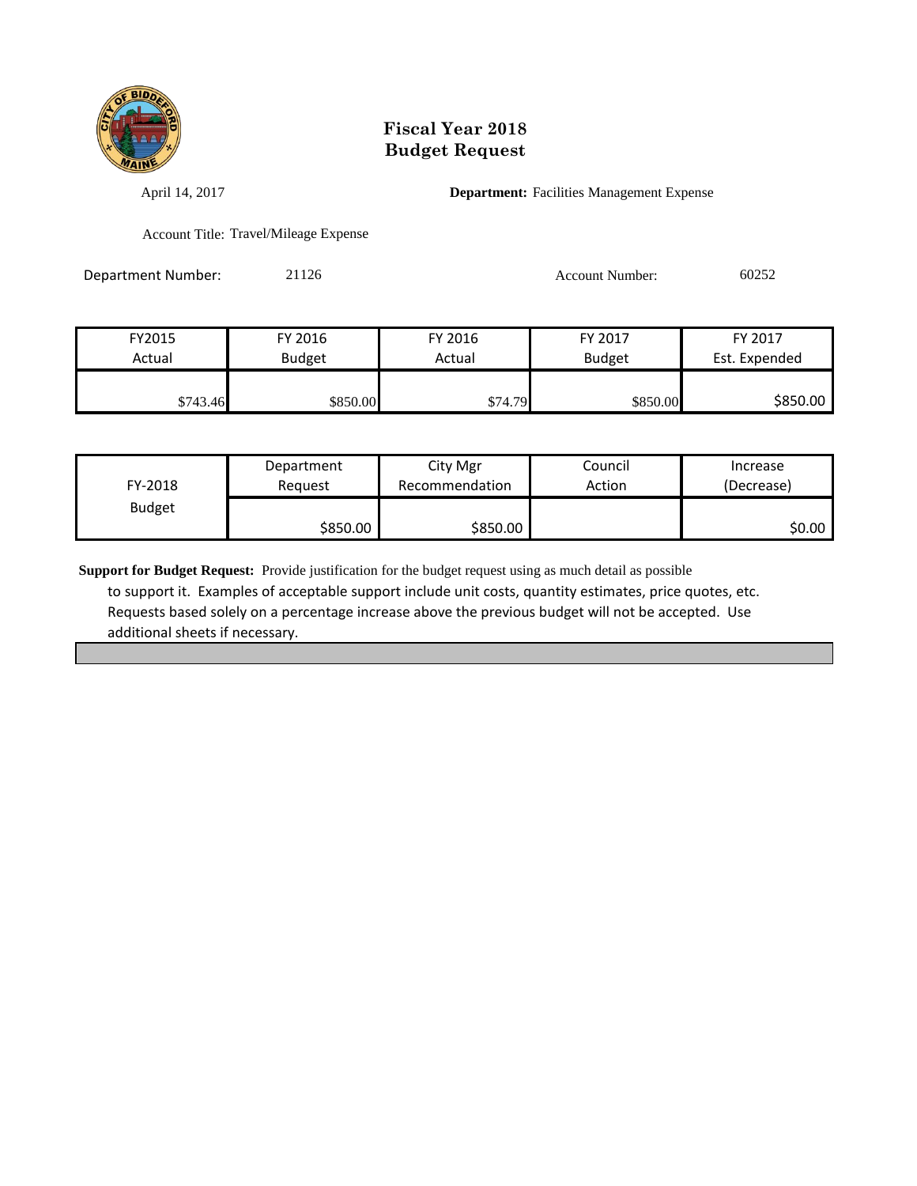# Fiscal Year 2018
# Budget Request

April 14, 2017

**Department:** Facilities Management Expense

Account Title: Travel/Mileage Expense

Department Number: 21126

Account Number: 60252

| FY2015 Actual | FY 2016 Budget | FY 2016 Actual | FY 2017 Budget | FY 2017 Est. Expended |
|---|---|---|---|---|
| $743.46 | $850.00 | $74.79 | $850.00 | $850.00 |

| FY-2018 Budget | Department Request | City Mgr Recommendation | Council Action | Increase (Decrease) |
|---|---|---|---|---|
| | $850.00 | $850.00 | | $0.00 |

**Support for Budget Request:** Provide justification for the budget request using as much detail as possible to support it. Examples of acceptable support include unit costs, quantity estimates, price quotes, etc. Requests based solely on a percentage increase above the previous budget will not be accepted. Use additional sheets if necessary.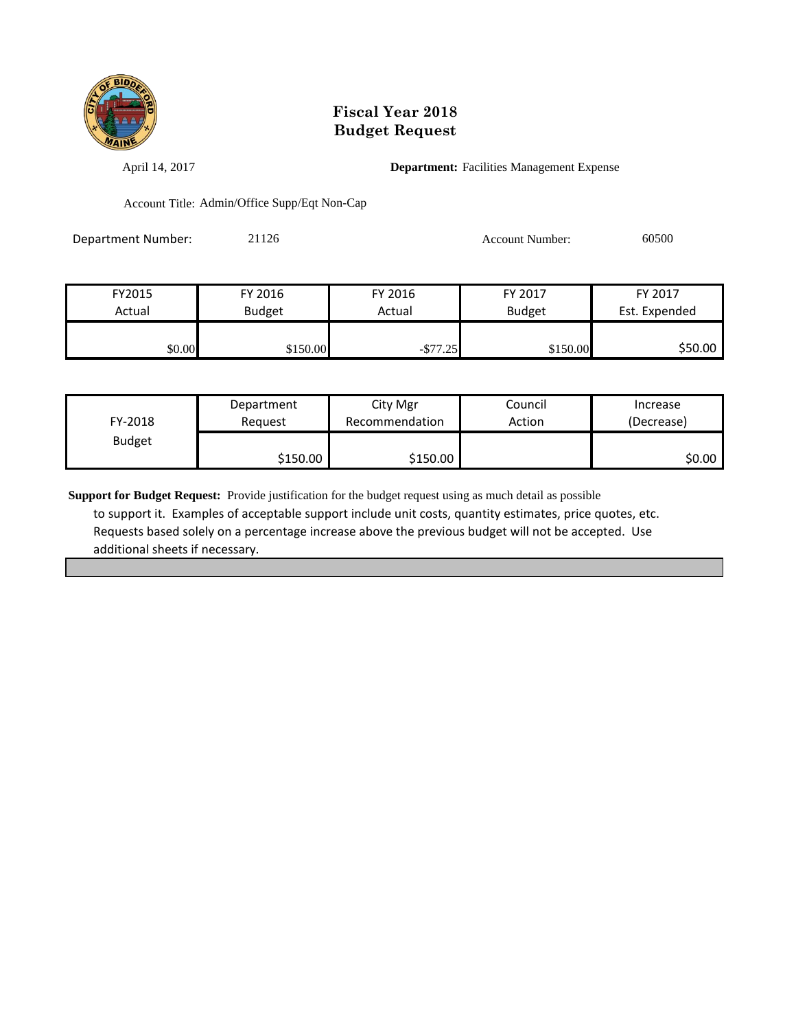# Fiscal Year 2018
# Budget Request

April 14, 2017

**Department:** Facilities Management Expense

Account Title: Admin/Office Supp/Eqt Non-Cap

Department Number: 21126

Account Number: 60500

| FY2015 Actual | FY 2016 Budget | FY 2016 Actual | FY 2017 Budget | FY 2017 Est. Expended |
|---|---|---|---|---|
| $0.00 | $150.00 | -$77.25 | $150.00 | $50.00 |

| FY-2018 Budget | Department Request | City Mgr Recommendation | Council Action | Increase (Decrease) |
|---|---|---|---|---|
| | $150.00 | $150.00 | | $0.00 |

**Support for Budget Request:** Provide justification for the budget request using as much detail as possible to support it. Examples of acceptable support include unit costs, quantity estimates, price quotes, etc. Requests based solely on a percentage increase above the previous budget will not be accepted. Use additional sheets if necessary.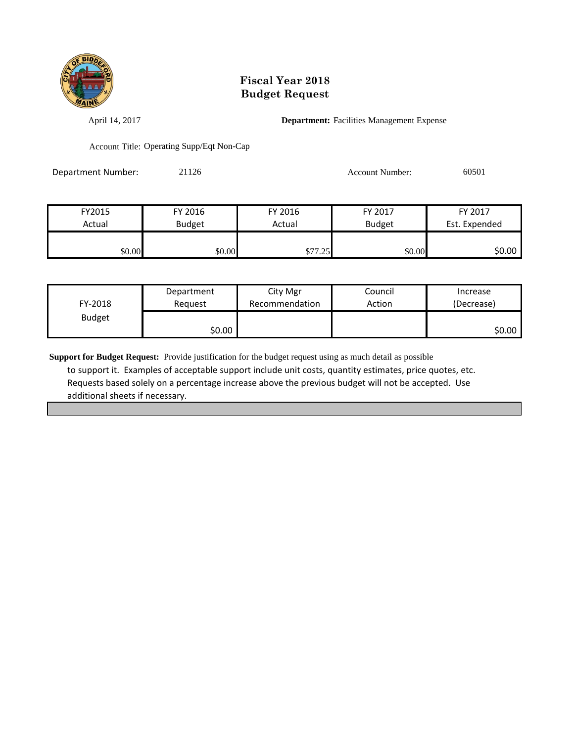# Fiscal Year 2018
# Budget Request

April 14, 2017

**Department:** Facilities Management Expense

Account Title: Operating Supp/Eqt Non-Cap

Department Number: 21126

Account Number: 60501

| FY2015 Actual | FY 2016 Budget | FY 2016 Actual | FY 2017 Budget | FY 2017 Est. Expended |
|---|---|---|---|---|
| $0.00 | $0.00 | $77.25 | $0.00 | $0.00 |

| FY-2018 Budget | Department Request | City Mgr Recommendation | Council Action | Increase (Decrease) |
|---|---|---|---|---|
| | $0.00 | | | $0.00 |

**Support for Budget Request:** Provide justification for the budget request using as much detail as possible to support it. Examples of acceptable support include unit costs, quantity estimates, price quotes, etc. Requests based solely on a percentage increase above the previous budget will not be accepted. Use additional sheets if necessary.